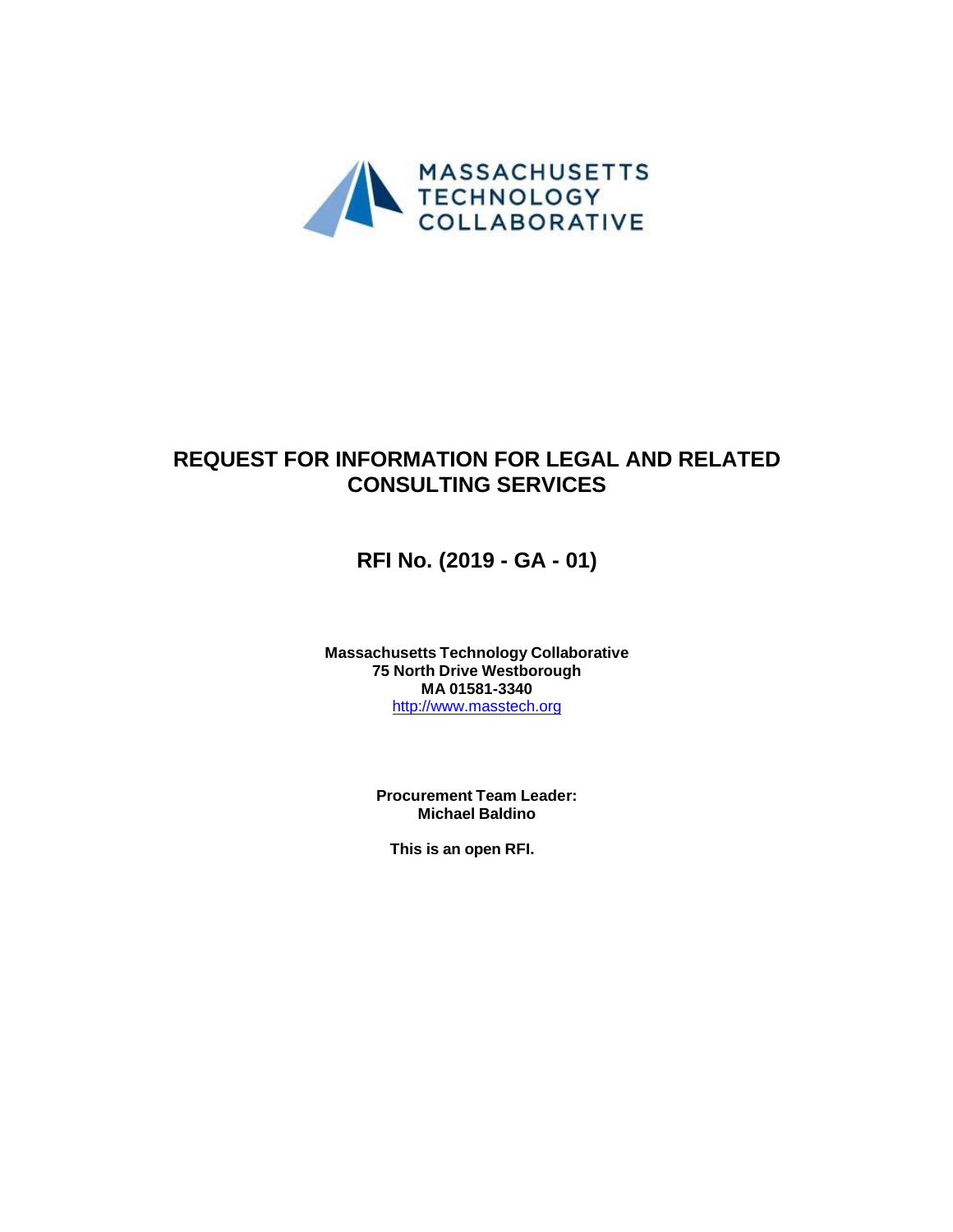MASSACHUSETTS TECHNOLOGY COLLABORATIVE

# REQUEST FOR INFORMATION FOR LEGAL AND RELATED CONSULTING SERVICES

## RFI No. (2019 - GA - 01)

**Massachusetts Technology Collaborative**
**75 North Drive Westborough**
**MA 01581-3340**
http://www.masstech.org

**Procurement Team Leader:**
**Michael Baldino**

**This is an open RFI.**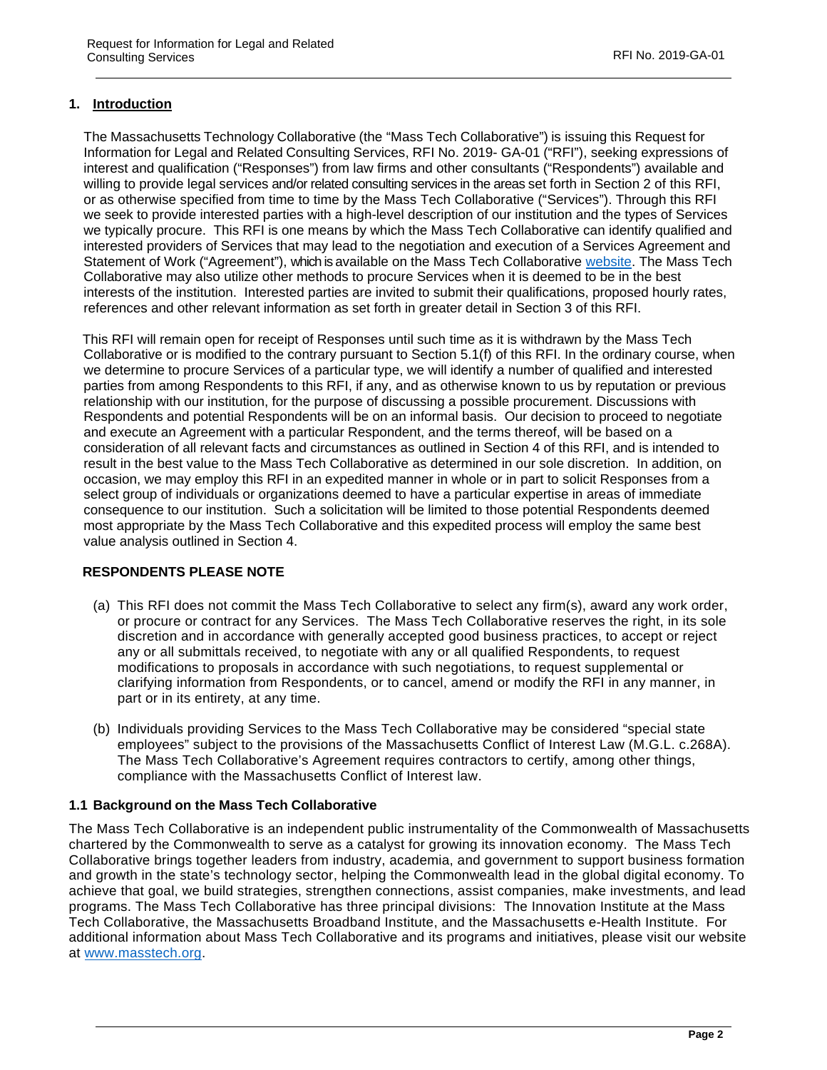## 1. Introduction

The Massachusetts Technology Collaborative (the "Mass Tech Collaborative") is issuing this Request for Information for Legal and Related Consulting Services, RFI No. 2019- GA-01 ("RFI"), seeking expressions of interest and qualification ("Responses") from law firms and other consultants ("Respondents") available and willing to provide legal services and/or related consulting services in the areas set forth in Section 2 of this RFI, or as otherwise specified from time to time by the Mass Tech Collaborative ("Services"). Through this RFI we seek to provide interested parties with a high-level description of our institution and the types of Services we typically procure. This RFI is one means by which the Mass Tech Collaborative can identify qualified and interested providers of Services that may lead to the negotiation and execution of a Services Agreement and Statement of Work ("Agreement"), which is available on the Mass Tech Collaborative website. The Mass Tech Collaborative may also utilize other methods to procure Services when it is deemed to be in the best interests of the institution. Interested parties are invited to submit their qualifications, proposed hourly rates, references and other relevant information as set forth in greater detail in Section 3 of this RFI.

This RFI will remain open for receipt of Responses until such time as it is withdrawn by the Mass Tech Collaborative or is modified to the contrary pursuant to Section 5.1(f) of this RFI. In the ordinary course, when we determine to procure Services of a particular type, we will identify a number of qualified and interested parties from among Respondents to this RFI, if any, and as otherwise known to us by reputation or previous relationship with our institution, for the purpose of discussing a possible procurement. Discussions with Respondents and potential Respondents will be on an informal basis. Our decision to proceed to negotiate and execute an Agreement with a particular Respondent, and the terms thereof, will be based on a consideration of all relevant facts and circumstances as outlined in Section 4 of this RFI, and is intended to result in the best value to the Mass Tech Collaborative as determined in our sole discretion. In addition, on occasion, we may employ this RFI in an expedited manner in whole or in part to solicit Responses from a select group of individuals or organizations deemed to have a particular expertise in areas of immediate consequence to our institution. Such a solicitation will be limited to those potential Respondents deemed most appropriate by the Mass Tech Collaborative and this expedited process will employ the same best value analysis outlined in Section 4.

**RESPONDENTS PLEASE NOTE**

(a) This RFI does not commit the Mass Tech Collaborative to select any firm(s), award any work order, or procure or contract for any Services. The Mass Tech Collaborative reserves the right, in its sole discretion and in accordance with generally accepted good business practices, to accept or reject any or all submittals received, to negotiate with any or all qualified Respondents, to request modifications to proposals in accordance with such negotiations, to request supplemental or clarifying information from Respondents, or to cancel, amend or modify the RFI in any manner, in part or in its entirety, at any time.

(b) Individuals providing Services to the Mass Tech Collaborative may be considered "special state employees" subject to the provisions of the Massachusetts Conflict of Interest Law (M.G.L. c.268A). The Mass Tech Collaborative's Agreement requires contractors to certify, among other things, compliance with the Massachusetts Conflict of Interest law.

### 1.1 Background on the Mass Tech Collaborative

The Mass Tech Collaborative is an independent public instrumentality of the Commonwealth of Massachusetts chartered by the Commonwealth to serve as a catalyst for growing its innovation economy. The Mass Tech Collaborative brings together leaders from industry, academia, and government to support business formation and growth in the state's technology sector, helping the Commonwealth lead in the global digital economy. To achieve that goal, we build strategies, strengthen connections, assist companies, make investments, and lead programs. The Mass Tech Collaborative has three principal divisions: The Innovation Institute at the Mass Tech Collaborative, the Massachusetts Broadband Institute, and the Massachusetts e-Health Institute. For additional information about Mass Tech Collaborative and its programs and initiatives, please visit our website at www.masstech.org.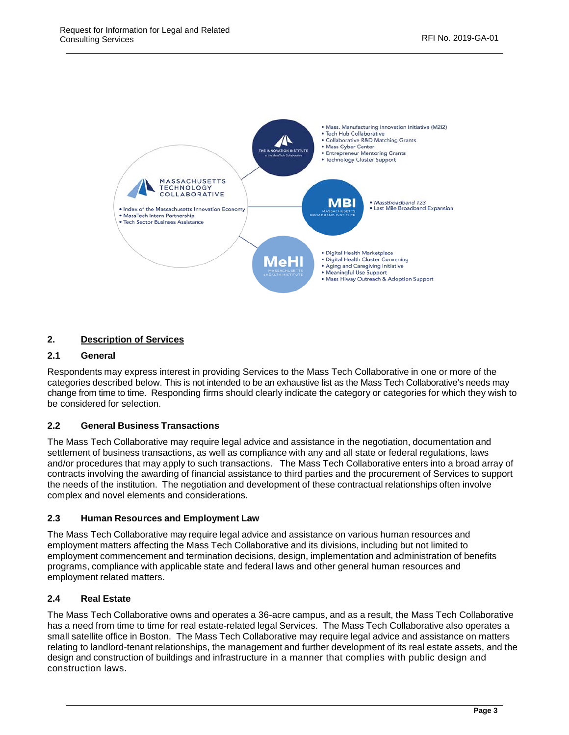**MASSACHUSETTS TECHNOLOGY COLLABORATIVE**

- Index of the Massachusetts Innovation Economy
- MassTech Intern Partnership
- Tech Sector Business Assistance

**THE INNOVATION INSTITUTE** at the MassTech Collaborative

- Mass. Manufacturing Innovation Initiative (M2I2)
- Tech Hub Collaborative
- Collaborative R&D Matching Grants
- Mass Cyber Center
- Entrepreneur Mentoring Grants
- Technology Cluster Support

**MBI** MASSACHUSETTS BROADBAND INSTITUTE

- MassBroadband 123
- Last Mile Broadband Expansion

**MeHI** MASSACHUSETTS eHEALTH INSTITUTE

- Digital Health Marketplace
- Digital Health Cluster Convening
- Aging and Caregiving Initiative
- Meaningful Use Support
- Mass HIway Outreach & Adoption Support

## 2. Description of Services

### 2.1 General

Respondents may express interest in providing Services to the Mass Tech Collaborative in one or more of the categories described below. This is not intended to be an exhaustive list as the Mass Tech Collaborative's needs may change from time to time. Responding firms should clearly indicate the category or categories for which they wish to be considered for selection.

### 2.2 General Business Transactions

The Mass Tech Collaborative may require legal advice and assistance in the negotiation, documentation and settlement of business transactions, as well as compliance with any and all state or federal regulations, laws and/or procedures that may apply to such transactions. The Mass Tech Collaborative enters into a broad array of contracts involving the awarding of financial assistance to third parties and the procurement of Services to support the needs of the institution. The negotiation and development of these contractual relationships often involve complex and novel elements and considerations.

### 2.3 Human Resources and Employment Law

The Mass Tech Collaborative may require legal advice and assistance on various human resources and employment matters affecting the Mass Tech Collaborative and its divisions, including but not limited to employment commencement and termination decisions, design, implementation and administration of benefits programs, compliance with applicable state and federal laws and other general human resources and employment related matters.

### 2.4 Real Estate

The Mass Tech Collaborative owns and operates a 36-acre campus, and as a result, the Mass Tech Collaborative has a need from time to time for real estate-related legal Services. The Mass Tech Collaborative also operates a small satellite office in Boston. The Mass Tech Collaborative may require legal advice and assistance on matters relating to landlord-tenant relationships, the management and further development of its real estate assets, and the design and construction of buildings and infrastructure in a manner that complies with public design and construction laws.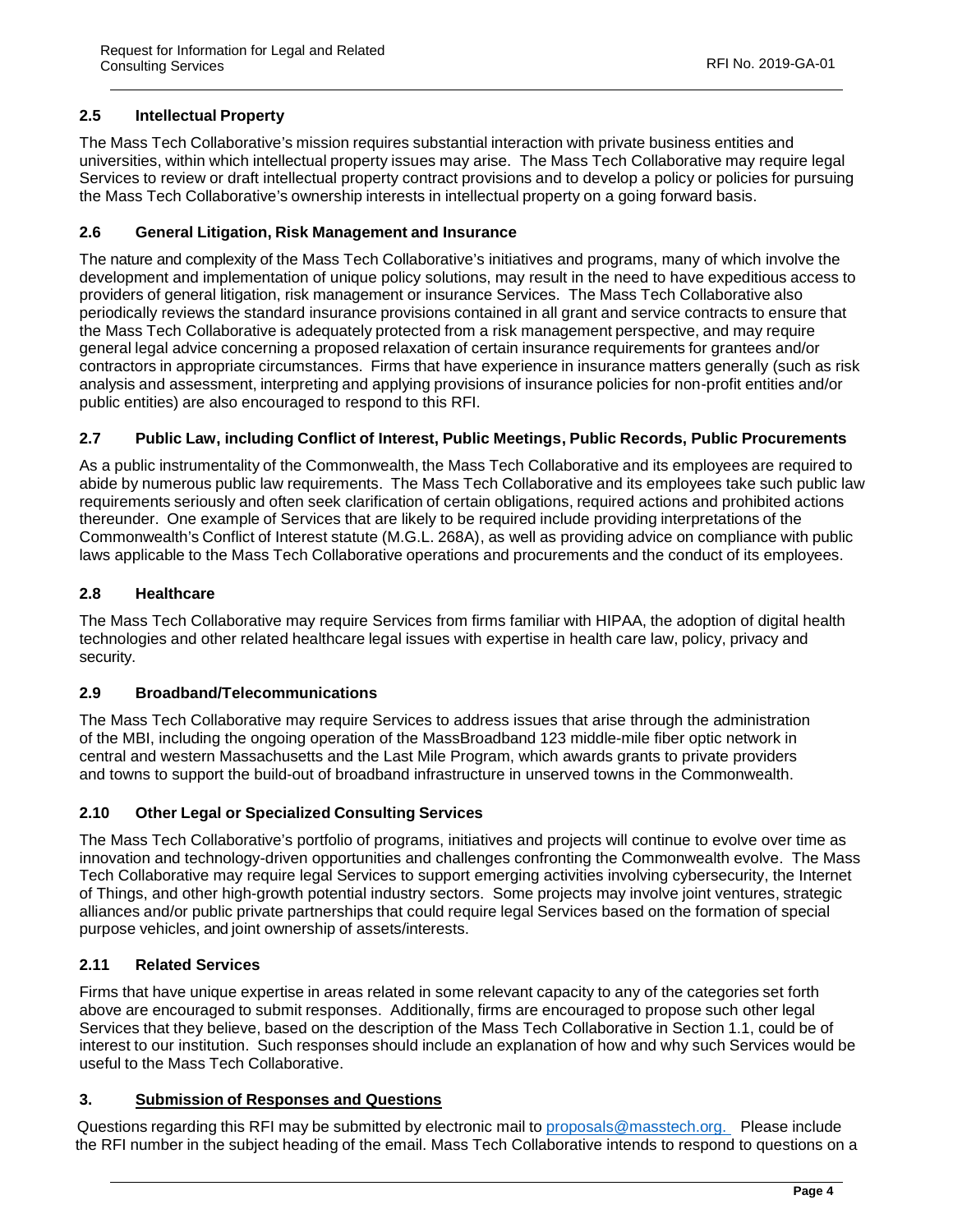### 2.5 Intellectual Property

The Mass Tech Collaborative's mission requires substantial interaction with private business entities and universities, within which intellectual property issues may arise. The Mass Tech Collaborative may require legal Services to review or draft intellectual property contract provisions and to develop a policy or policies for pursuing the Mass Tech Collaborative's ownership interests in intellectual property on a going forward basis.

### 2.6 General Litigation, Risk Management and Insurance

The nature and complexity of the Mass Tech Collaborative's initiatives and programs, many of which involve the development and implementation of unique policy solutions, may result in the need to have expeditious access to providers of general litigation, risk management or insurance Services. The Mass Tech Collaborative also periodically reviews the standard insurance provisions contained in all grant and service contracts to ensure that the Mass Tech Collaborative is adequately protected from a risk management perspective, and may require general legal advice concerning a proposed relaxation of certain insurance requirements for grantees and/or contractors in appropriate circumstances. Firms that have experience in insurance matters generally (such as risk analysis and assessment, interpreting and applying provisions of insurance policies for non-profit entities and/or public entities) are also encouraged to respond to this RFI.

### 2.7 Public Law, including Conflict of Interest, Public Meetings, Public Records, Public Procurements

As a public instrumentality of the Commonwealth, the Mass Tech Collaborative and its employees are required to abide by numerous public law requirements. The Mass Tech Collaborative and its employees take such public law requirements seriously and often seek clarification of certain obligations, required actions and prohibited actions thereunder. One example of Services that are likely to be required include providing interpretations of the Commonwealth's Conflict of Interest statute (M.G.L. 268A), as well as providing advice on compliance with public laws applicable to the Mass Tech Collaborative operations and procurements and the conduct of its employees.

### 2.8 Healthcare

The Mass Tech Collaborative may require Services from firms familiar with HIPAA, the adoption of digital health technologies and other related healthcare legal issues with expertise in health care law, policy, privacy and security.

### 2.9 Broadband/Telecommunications

The Mass Tech Collaborative may require Services to address issues that arise through the administration of the MBI, including the ongoing operation of the MassBroadband 123 middle-mile fiber optic network in central and western Massachusetts and the Last Mile Program, which awards grants to private providers and towns to support the build-out of broadband infrastructure in unserved towns in the Commonwealth.

### 2.10 Other Legal or Specialized Consulting Services

The Mass Tech Collaborative's portfolio of programs, initiatives and projects will continue to evolve over time as innovation and technology-driven opportunities and challenges confronting the Commonwealth evolve. The Mass Tech Collaborative may require legal Services to support emerging activities involving cybersecurity, the Internet of Things, and other high-growth potential industry sectors. Some projects may involve joint ventures, strategic alliances and/or public private partnerships that could require legal Services based on the formation of special purpose vehicles, and joint ownership of assets/interests.

### 2.11 Related Services

Firms that have unique expertise in areas related in some relevant capacity to any of the categories set forth above are encouraged to submit responses. Additionally, firms are encouraged to propose such other legal Services that they believe, based on the description of the Mass Tech Collaborative in Section 1.1, could be of interest to our institution. Such responses should include an explanation of how and why such Services would be useful to the Mass Tech Collaborative.

## 3. Submission of Responses and Questions

Questions regarding this RFI may be submitted by electronic mail to proposals@masstech.org. Please include the RFI number in the subject heading of the email. Mass Tech Collaborative intends to respond to questions on a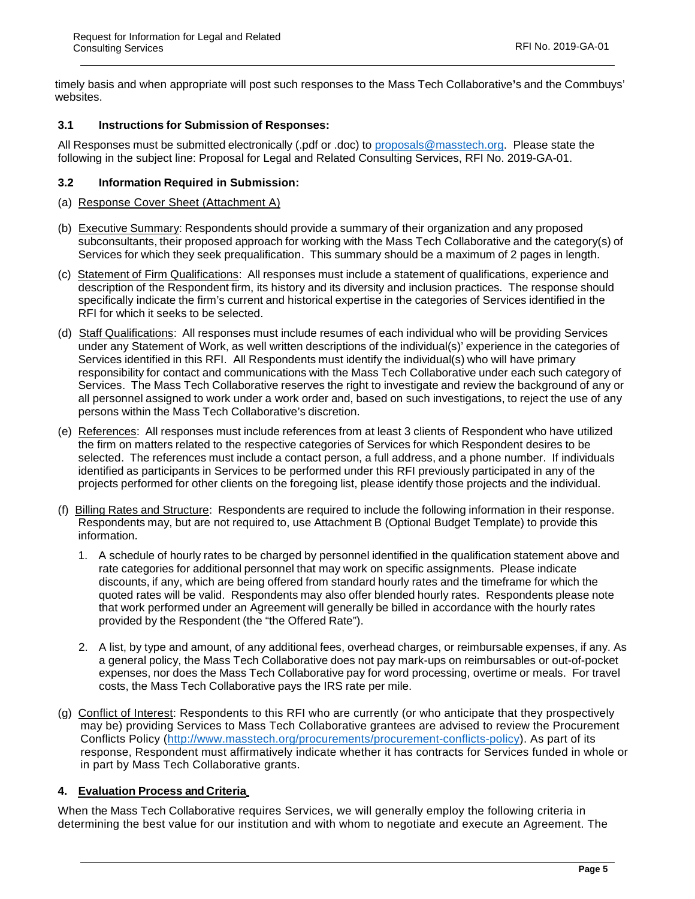timely basis and when appropriate will post such responses to the Mass Tech Collaborative's and the Commbuys' websites.

### 3.1 Instructions for Submission of Responses:

All Responses must be submitted electronically (.pdf or .doc) to proposals@masstech.org. Please state the following in the subject line: Proposal for Legal and Related Consulting Services, RFI No. 2019-GA-01.

### 3.2 Information Required in Submission:

(a) Response Cover Sheet (Attachment A)

(b) Executive Summary: Respondents should provide a summary of their organization and any proposed subconsultants, their proposed approach for working with the Mass Tech Collaborative and the category(s) of Services for which they seek prequalification. This summary should be a maximum of 2 pages in length.

(c) Statement of Firm Qualifications: All responses must include a statement of qualifications, experience and description of the Respondent firm, its history and its diversity and inclusion practices. The response should specifically indicate the firm's current and historical expertise in the categories of Services identified in the RFI for which it seeks to be selected.

(d) Staff Qualifications: All responses must include resumes of each individual who will be providing Services under any Statement of Work, as well written descriptions of the individual(s)' experience in the categories of Services identified in this RFI. All Respondents must identify the individual(s) who will have primary responsibility for contact and communications with the Mass Tech Collaborative under each such category of Services. The Mass Tech Collaborative reserves the right to investigate and review the background of any or all personnel assigned to work under a work order and, based on such investigations, to reject the use of any persons within the Mass Tech Collaborative's discretion.

(e) References: All responses must include references from at least 3 clients of Respondent who have utilized the firm on matters related to the respective categories of Services for which Respondent desires to be selected. The references must include a contact person, a full address, and a phone number. If individuals identified as participants in Services to be performed under this RFI previously participated in any of the projects performed for other clients on the foregoing list, please identify those projects and the individual.

(f) Billing Rates and Structure: Respondents are required to include the following information in their response. Respondents may, but are not required to, use Attachment B (Optional Budget Template) to provide this information.

1. A schedule of hourly rates to be charged by personnel identified in the qualification statement above and rate categories for additional personnel that may work on specific assignments. Please indicate discounts, if any, which are being offered from standard hourly rates and the timeframe for which the quoted rates will be valid. Respondents may also offer blended hourly rates. Respondents please note that work performed under an Agreement will generally be billed in accordance with the hourly rates provided by the Respondent (the "the Offered Rate").

2. A list, by type and amount, of any additional fees, overhead charges, or reimbursable expenses, if any. As a general policy, the Mass Tech Collaborative does not pay mark-ups on reimbursables or out-of-pocket expenses, nor does the Mass Tech Collaborative pay for word processing, overtime or meals. For travel costs, the Mass Tech Collaborative pays the IRS rate per mile.

(g) Conflict of Interest: Respondents to this RFI who are currently (or who anticipate that they prospectively may be) providing Services to Mass Tech Collaborative grantees are advised to review the Procurement Conflicts Policy (http://www.masstech.org/procurements/procurement-conflicts-policy). As part of its response, Respondent must affirmatively indicate whether it has contracts for Services funded in whole or in part by Mass Tech Collaborative grants.

## 4. Evaluation Process and Criteria

When the Mass Tech Collaborative requires Services, we will generally employ the following criteria in determining the best value for our institution and with whom to negotiate and execute an Agreement. The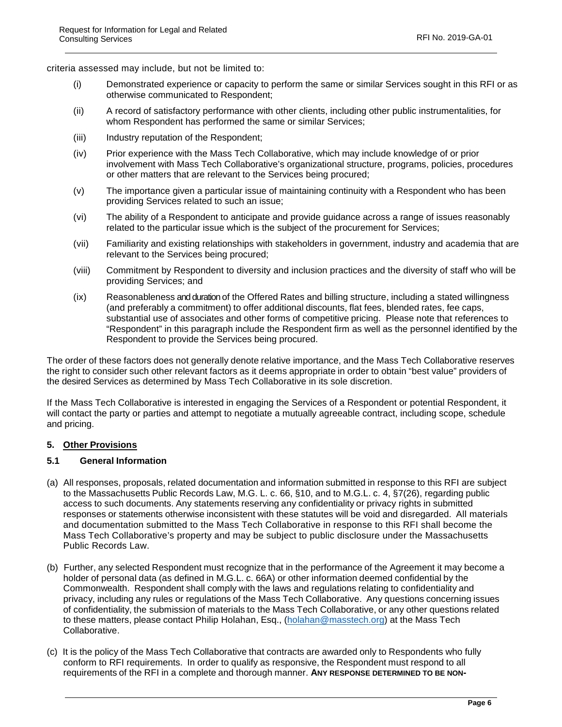criteria assessed may include, but not be limited to:

(i) Demonstrated experience or capacity to perform the same or similar Services sought in this RFI or as otherwise communicated to Respondent;

(ii) A record of satisfactory performance with other clients, including other public instrumentalities, for whom Respondent has performed the same or similar Services;

(iii) Industry reputation of the Respondent;

(iv) Prior experience with the Mass Tech Collaborative, which may include knowledge of or prior involvement with Mass Tech Collaborative's organizational structure, programs, policies, procedures or other matters that are relevant to the Services being procured;

(v) The importance given a particular issue of maintaining continuity with a Respondent who has been providing Services related to such an issue;

(vi) The ability of a Respondent to anticipate and provide guidance across a range of issues reasonably related to the particular issue which is the subject of the procurement for Services;

(vii) Familiarity and existing relationships with stakeholders in government, industry and academia that are relevant to the Services being procured;

(viii) Commitment by Respondent to diversity and inclusion practices and the diversity of staff who will be providing Services; and

(ix) Reasonableness and duration of the Offered Rates and billing structure, including a stated willingness (and preferably a commitment) to offer additional discounts, flat fees, blended rates, fee caps, substantial use of associates and other forms of competitive pricing. Please note that references to "Respondent" in this paragraph include the Respondent firm as well as the personnel identified by the Respondent to provide the Services being procured.

The order of these factors does not generally denote relative importance, and the Mass Tech Collaborative reserves the right to consider such other relevant factors as it deems appropriate in order to obtain "best value" providers of the desired Services as determined by Mass Tech Collaborative in its sole discretion.

If the Mass Tech Collaborative is interested in engaging the Services of a Respondent or potential Respondent, it will contact the party or parties and attempt to negotiate a mutually agreeable contract, including scope, schedule and pricing.

## 5. Other Provisions

### 5.1 General Information

(a) All responses, proposals, related documentation and information submitted in response to this RFI are subject to the Massachusetts Public Records Law, M.G. L. c. 66, §10, and to M.G.L. c. 4, §7(26), regarding public access to such documents. Any statements reserving any confidentiality or privacy rights in submitted responses or statements otherwise inconsistent with these statutes will be void and disregarded. All materials and documentation submitted to the Mass Tech Collaborative in response to this RFI shall become the Mass Tech Collaborative's property and may be subject to public disclosure under the Massachusetts Public Records Law.

(b) Further, any selected Respondent must recognize that in the performance of the Agreement it may become a holder of personal data (as defined in M.G.L. c. 66A) or other information deemed confidential by the Commonwealth. Respondent shall comply with the laws and regulations relating to confidentiality and privacy, including any rules or regulations of the Mass Tech Collaborative. Any questions concerning issues of confidentiality, the submission of materials to the Mass Tech Collaborative, or any other questions related to these matters, please contact Philip Holahan, Esq., (holahan@masstech.org) at the Mass Tech Collaborative.

(c) It is the policy of the Mass Tech Collaborative that contracts are awarded only to Respondents who fully conform to RFI requirements. In order to qualify as responsive, the Respondent must respond to all requirements of the RFI in a complete and thorough manner. **ANY RESPONSE DETERMINED TO BE NON-**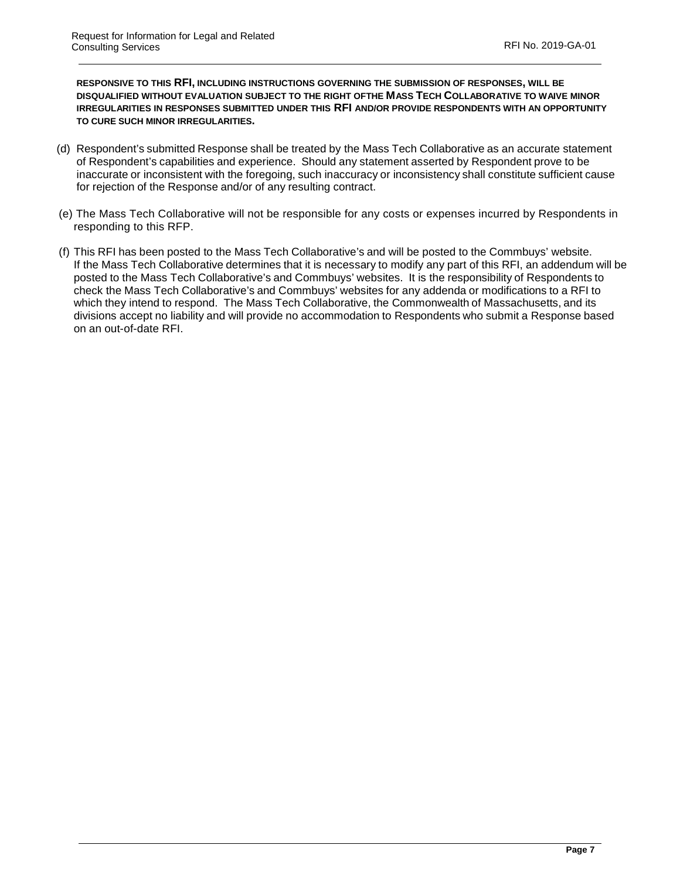**RESPONSIVE TO THIS RFI, INCLUDING INSTRUCTIONS GOVERNING THE SUBMISSION OF RESPONSES, WILL BE DISQUALIFIED WITHOUT EVALUATION SUBJECT TO THE RIGHT OFTHE MASS TECH COLLABORATIVE TO WAIVE MINOR IRREGULARITIES IN RESPONSES SUBMITTED UNDER THIS RFI AND/OR PROVIDE RESPONDENTS WITH AN OPPORTUNITY TO CURE SUCH MINOR IRREGULARITIES.**

(d) Respondent's submitted Response shall be treated by the Mass Tech Collaborative as an accurate statement of Respondent's capabilities and experience. Should any statement asserted by Respondent prove to be inaccurate or inconsistent with the foregoing, such inaccuracy or inconsistency shall constitute sufficient cause for rejection of the Response and/or of any resulting contract.

(e) The Mass Tech Collaborative will not be responsible for any costs or expenses incurred by Respondents in responding to this RFP.

(f) This RFI has been posted to the Mass Tech Collaborative's and will be posted to the Commbuys' website. If the Mass Tech Collaborative determines that it is necessary to modify any part of this RFI, an addendum will be posted to the Mass Tech Collaborative's and Commbuys' websites. It is the responsibility of Respondents to check the Mass Tech Collaborative's and Commbuys' websites for any addenda or modifications to a RFI to which they intend to respond. The Mass Tech Collaborative, the Commonwealth of Massachusetts, and its divisions accept no liability and will provide no accommodation to Respondents who submit a Response based on an out-of-date RFI.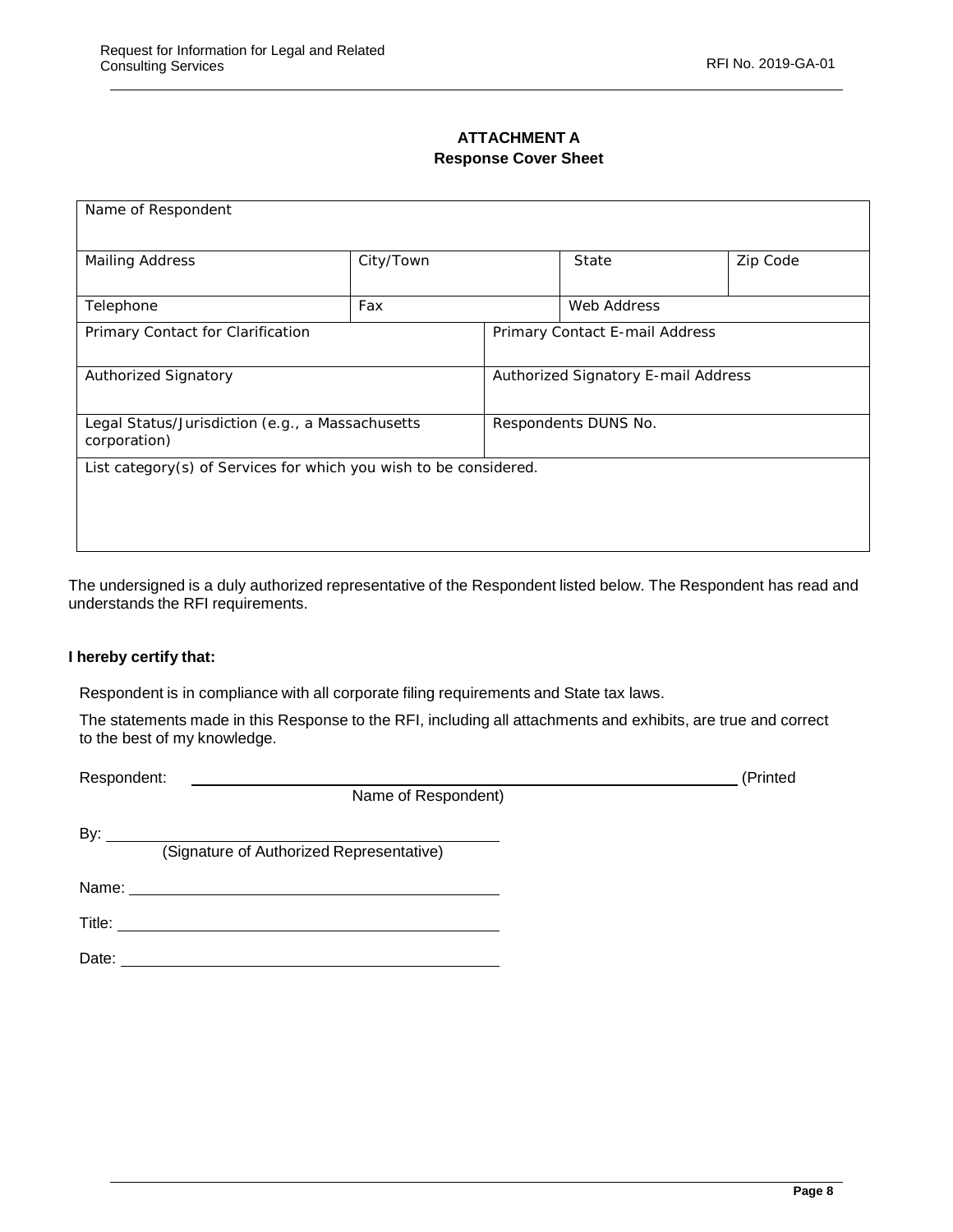## ATTACHMENT A

### Response Cover Sheet

| Name of Respondent | | | | |
|---|---|---|---|---|
| Mailing Address | City/Town | | State | Zip Code |
| Telephone | Fax | | Web Address | |
| Primary Contact for Clarification | | Primary Contact E-mail Address | | |
| Authorized Signatory | | Authorized Signatory E-mail Address | | |
| Legal Status/Jurisdiction (e.g., a Massachusetts corporation) | | Respondents DUNS No. | | |
| List category(s) of Services for which you wish to be considered. | | | | |

The undersigned is a duly authorized representative of the Respondent listed below. The Respondent has read and understands the RFI requirements.

**I hereby certify that:**

Respondent is in compliance with all corporate filing requirements and State tax laws.

The statements made in this Response to the RFI, including all attachments and exhibits, are true and correct to the best of my knowledge.

Respondent: ______________________________________________ (Printed Name of Respondent)

By: ______________________________________________
(Signature of Authorized Representative)

Name: ______________________________________________

Title: ______________________________________________

Date: ______________________________________________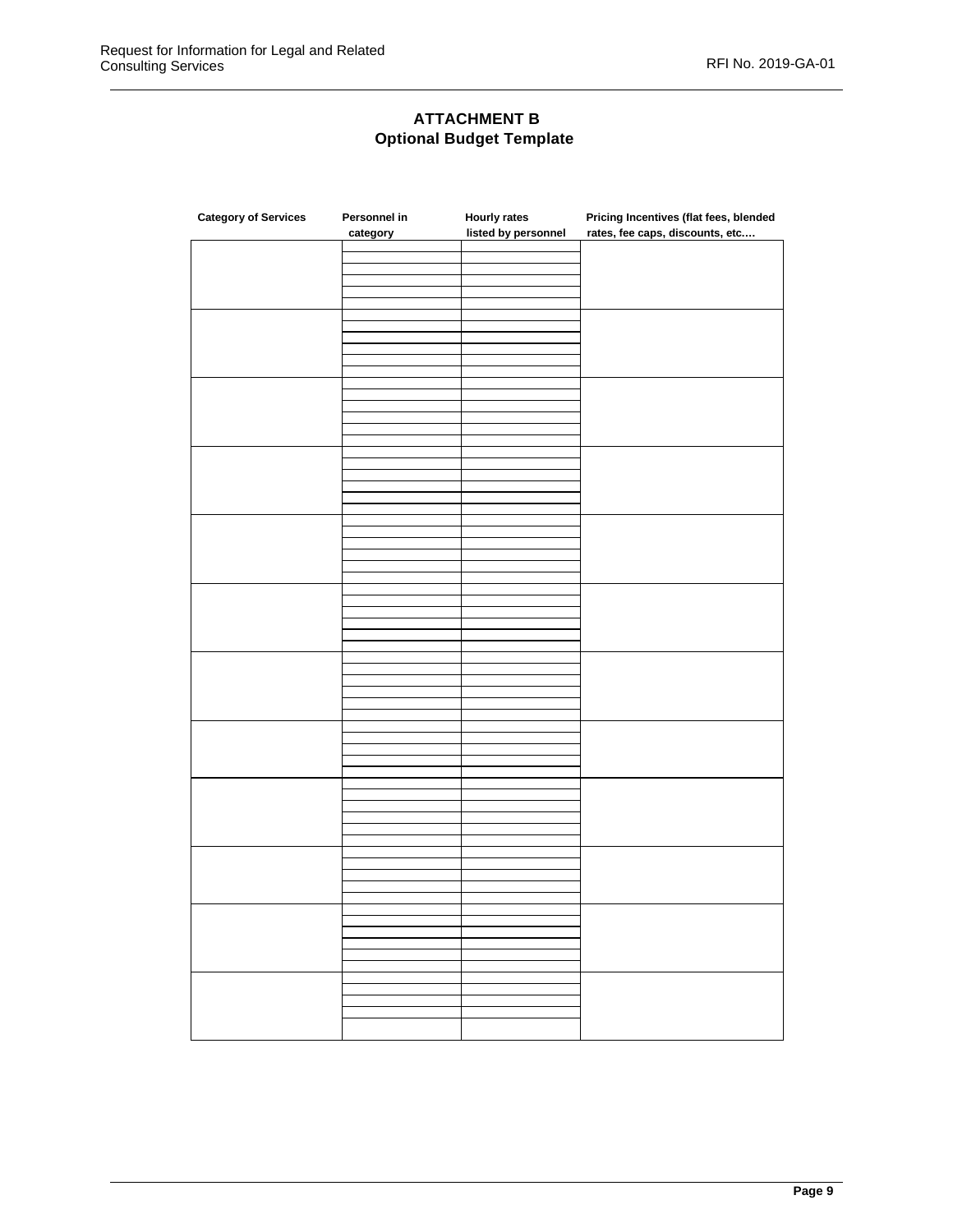# ATTACHMENT B
## Optional Budget Template

| Category of Services | Personnel in category | Hourly rates listed by personnel | Pricing Incentives (flat fees, blended rates, fee caps, discounts, etc.… |
|---|---|---|---|
| | | | |
| | | | |
| | | | |
| | | | |
| | | | |
| | | | |
| | | | |
| | | | |
| | | | |
| | | | |
| | | | |
| | | | |